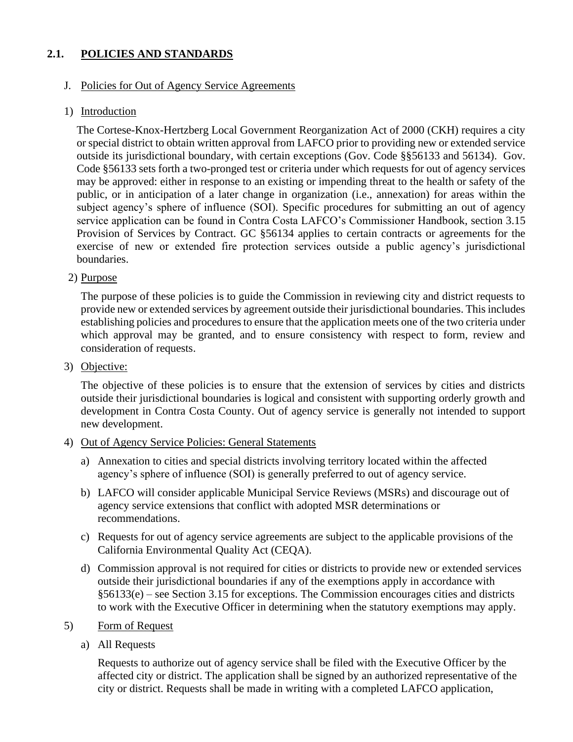## 2.1. POLICIES AND STANDARDS

### J. Policies for Out of Agency Service Agreements

#### 1) Introduction

The Cortese-Knox-Hertzberg Local Government Reorganization Act of 2000 (CKH) requires a city or special district to obtain written approval from LAFCO prior to providing new or extended service outside its jurisdictional boundary, with certain exceptions (Gov. Code §§56133 and 56134). Gov. Code §56133 sets forth a two-pronged test or criteria under which requests for out of agency services may be approved: either in response to an existing or impending threat to the health or safety of the public, or in anticipation of a later change in organization (i.e., annexation) for areas within the subject agency's sphere of influence (SOI). Specific procedures for submitting an out of agency service application can be found in Contra Costa LAFCO's Commissioner Handbook, section 3.15 Provision of Services by Contract. GC §56134 applies to certain contracts or agreements for the exercise of new or extended fire protection services outside a public agency's jurisdictional boundaries.

#### 2) Purpose

The purpose of these policies is to guide the Commission in reviewing city and district requests to provide new or extended services by agreement outside their jurisdictional boundaries. This includes establishing policies and procedures to ensure that the application meets one of the two criteria under which approval may be granted, and to ensure consistency with respect to form, review and consideration of requests.

#### 3) Objective:

The objective of these policies is to ensure that the extension of services by cities and districts outside their jurisdictional boundaries is logical and consistent with supporting orderly growth and development in Contra Costa County. Out of agency service is generally not intended to support new development.

#### 4) Out of Agency Service Policies: General Statements

a) Annexation to cities and special districts involving territory located within the affected agency's sphere of influence (SOI) is generally preferred to out of agency service.

b) LAFCO will consider applicable Municipal Service Reviews (MSRs) and discourage out of agency service extensions that conflict with adopted MSR determinations or recommendations.

c) Requests for out of agency service agreements are subject to the applicable provisions of the California Environmental Quality Act (CEQA).

d) Commission approval is not required for cities or districts to provide new or extended services outside their jurisdictional boundaries if any of the exemptions apply in accordance with §56133(e) – see Section 3.15 for exceptions. The Commission encourages cities and districts to work with the Executive Officer in determining when the statutory exemptions may apply.

#### 5) Form of Request

a) All Requests

Requests to authorize out of agency service shall be filed with the Executive Officer by the affected city or district. The application shall be signed by an authorized representative of the city or district. Requests shall be made in writing with a completed LAFCO application,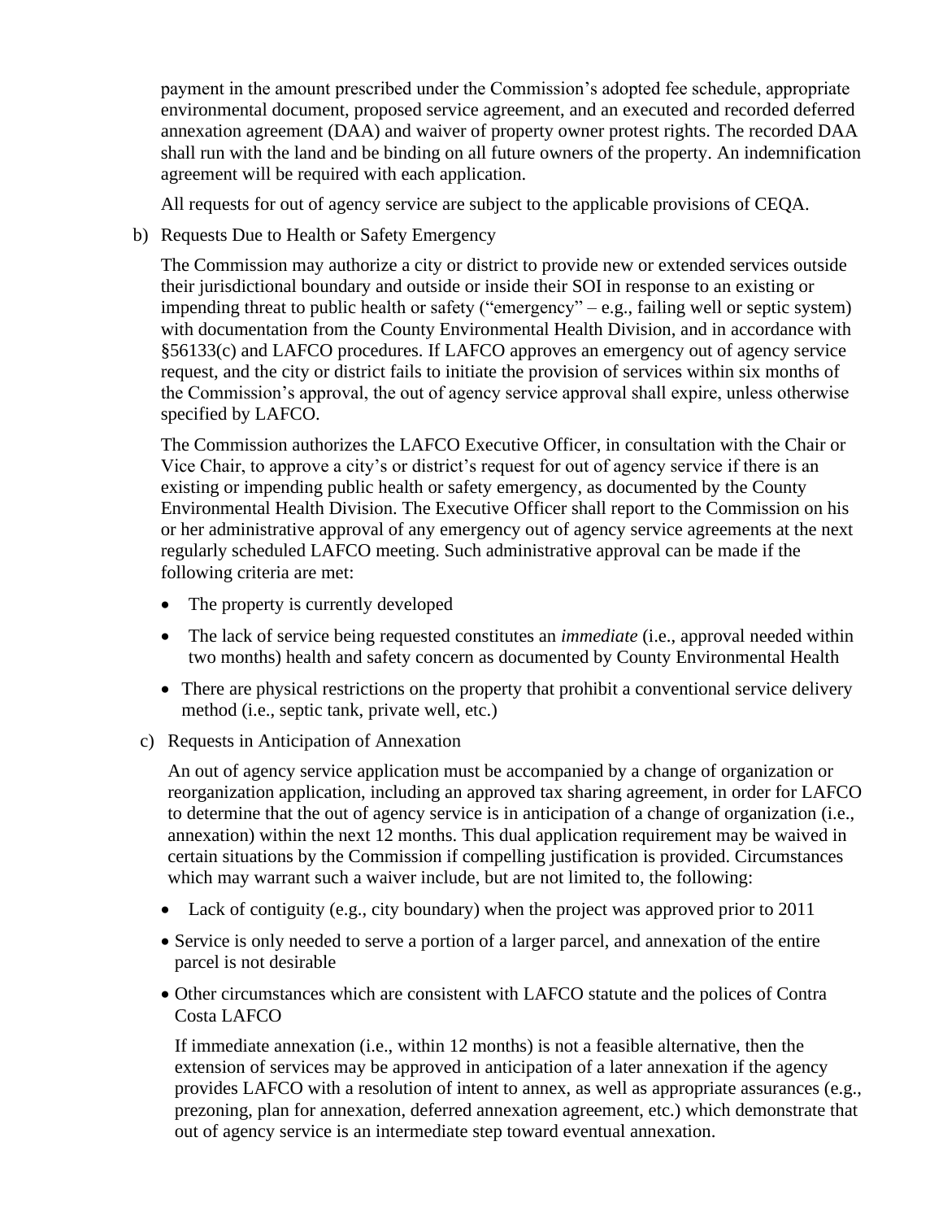payment in the amount prescribed under the Commission's adopted fee schedule, appropriate environmental document, proposed service agreement, and an executed and recorded deferred annexation agreement (DAA) and waiver of property owner protest rights. The recorded DAA shall run with the land and be binding on all future owners of the property. An indemnification agreement will be required with each application.

All requests for out of agency service are subject to the applicable provisions of CEQA.

b) Requests Due to Health or Safety Emergency

The Commission may authorize a city or district to provide new or extended services outside their jurisdictional boundary and outside or inside their SOI in response to an existing or impending threat to public health or safety ("emergency" – e.g., failing well or septic system) with documentation from the County Environmental Health Division, and in accordance with §56133(c) and LAFCO procedures. If LAFCO approves an emergency out of agency service request, and the city or district fails to initiate the provision of services within six months of the Commission's approval, the out of agency service approval shall expire, unless otherwise specified by LAFCO.

The Commission authorizes the LAFCO Executive Officer, in consultation with the Chair or Vice Chair, to approve a city's or district's request for out of agency service if there is an existing or impending public health or safety emergency, as documented by the County Environmental Health Division. The Executive Officer shall report to the Commission on his or her administrative approval of any emergency out of agency service agreements at the next regularly scheduled LAFCO meeting. Such administrative approval can be made if the following criteria are met:

- The property is currently developed
- The lack of service being requested constitutes an *immediate* (i.e., approval needed within two months) health and safety concern as documented by County Environmental Health
- There are physical restrictions on the property that prohibit a conventional service delivery method (i.e., septic tank, private well, etc.)

c) Requests in Anticipation of Annexation

An out of agency service application must be accompanied by a change of organization or reorganization application, including an approved tax sharing agreement, in order for LAFCO to determine that the out of agency service is in anticipation of a change of organization (i.e., annexation) within the next 12 months. This dual application requirement may be waived in certain situations by the Commission if compelling justification is provided. Circumstances which may warrant such a waiver include, but are not limited to, the following:

- Lack of contiguity (e.g., city boundary) when the project was approved prior to 2011
- Service is only needed to serve a portion of a larger parcel, and annexation of the entire parcel is not desirable
- Other circumstances which are consistent with LAFCO statute and the polices of Contra Costa LAFCO

If immediate annexation (i.e., within 12 months) is not a feasible alternative, then the extension of services may be approved in anticipation of a later annexation if the agency provides LAFCO with a resolution of intent to annex, as well as appropriate assurances (e.g., prezoning, plan for annexation, deferred annexation agreement, etc.) which demonstrate that out of agency service is an intermediate step toward eventual annexation.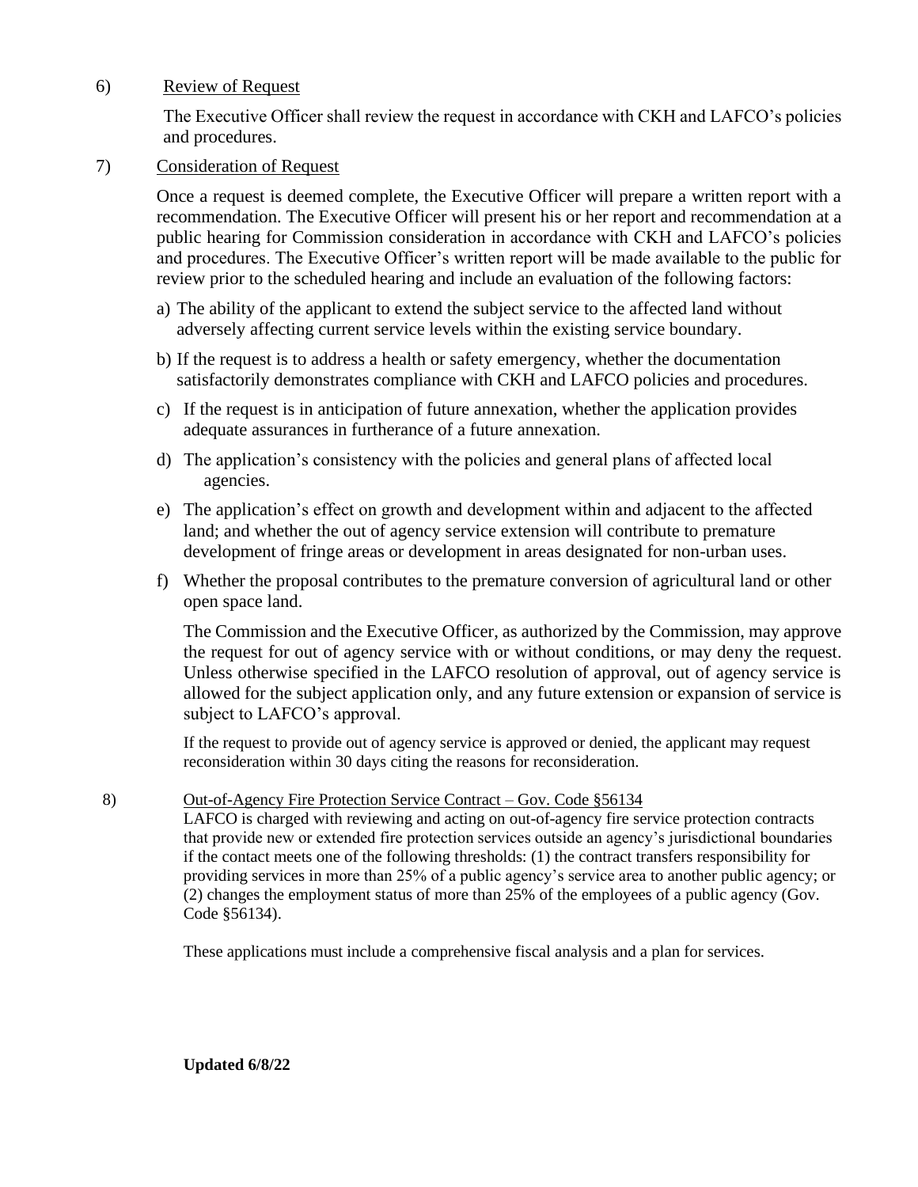6) Review of Request

The Executive Officer shall review the request in accordance with CKH and LAFCO's policies and procedures.

7) Consideration of Request

Once a request is deemed complete, the Executive Officer will prepare a written report with a recommendation. The Executive Officer will present his or her report and recommendation at a public hearing for Commission consideration in accordance with CKH and LAFCO's policies and procedures. The Executive Officer's written report will be made available to the public for review prior to the scheduled hearing and include an evaluation of the following factors:

a) The ability of the applicant to extend the subject service to the affected land without adversely affecting current service levels within the existing service boundary.

b) If the request is to address a health or safety emergency, whether the documentation satisfactorily demonstrates compliance with CKH and LAFCO policies and procedures.

c) If the request is in anticipation of future annexation, whether the application provides adequate assurances in furtherance of a future annexation.

d) The application's consistency with the policies and general plans of affected local agencies.

e) The application's effect on growth and development within and adjacent to the affected land; and whether the out of agency service extension will contribute to premature development of fringe areas or development in areas designated for non-urban uses.

f) Whether the proposal contributes to the premature conversion of agricultural land or other open space land.

The Commission and the Executive Officer, as authorized by the Commission, may approve the request for out of agency service with or without conditions, or may deny the request. Unless otherwise specified in the LAFCO resolution of approval, out of agency service is allowed for the subject application only, and any future extension or expansion of service is subject to LAFCO's approval.

If the request to provide out of agency service is approved or denied, the applicant may request reconsideration within 30 days citing the reasons for reconsideration.

8) Out-of-Agency Fire Protection Service Contract – Gov. Code §56134

LAFCO is charged with reviewing and acting on out-of-agency fire service protection contracts that provide new or extended fire protection services outside an agency's jurisdictional boundaries if the contact meets one of the following thresholds: (1) the contract transfers responsibility for providing services in more than 25% of a public agency's service area to another public agency; or (2) changes the employment status of more than 25% of the employees of a public agency (Gov. Code §56134).

These applications must include a comprehensive fiscal analysis and a plan for services.

**Updated 6/8/22**